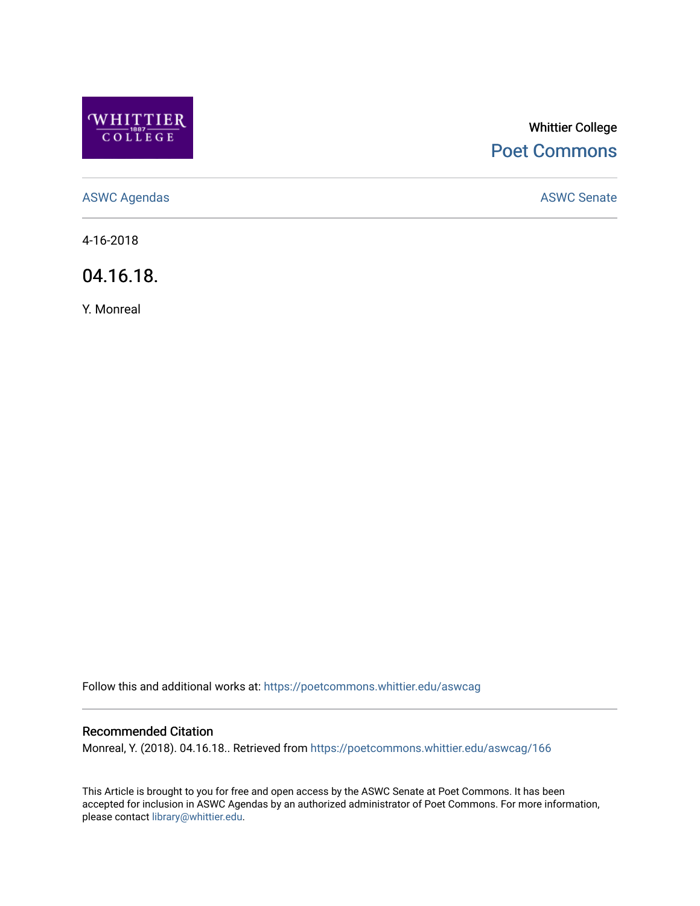Whittier College

Poet Commons

ASWC Agendas

ASWC Senate

4-16-2018

# 04.16.18.

Y. Monreal

Follow this and additional works at: https://poetcommons.whittier.edu/aswcag

## Recommended Citation

Monreal, Y. (2018). 04.16.18.. Retrieved from https://poetcommons.whittier.edu/aswcag/166

This Article is brought to you for free and open access by the ASWC Senate at Poet Commons. It has been accepted for inclusion in ASWC Agendas by an authorized administrator of Poet Commons. For more information, please contact library@whittier.edu.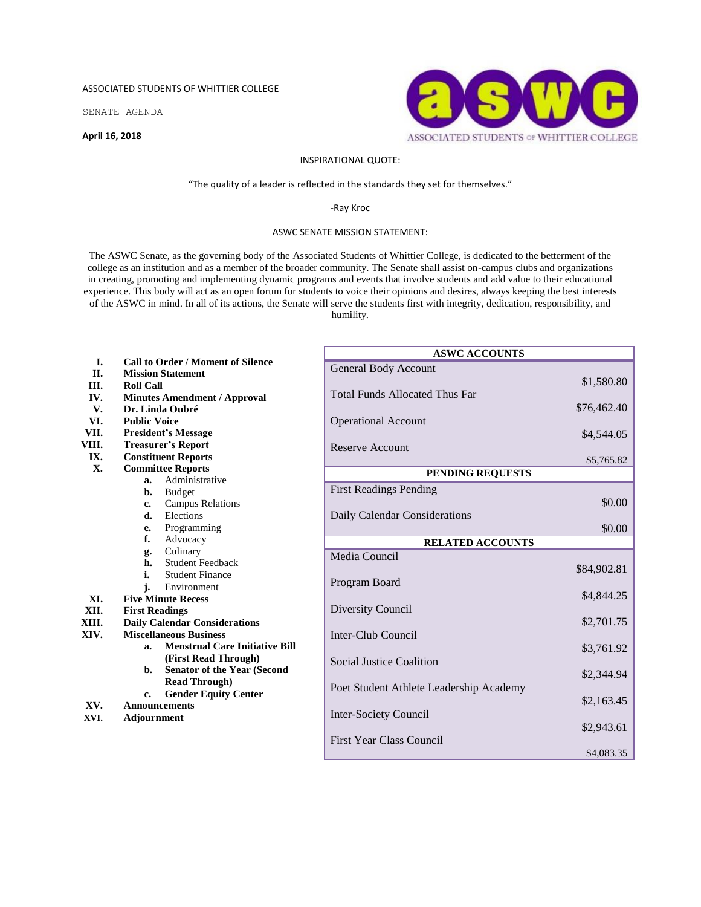ASSOCIATED STUDENTS OF WHITTIER COLLEGE

SENATE AGENDA

**April 16, 2018**

INSPIRATIONAL QUOTE:

"The quality of a leader is reflected in the standards they set for themselves."

-Ray Kroc

ASWC SENATE MISSION STATEMENT:

The ASWC Senate, as the governing body of the Associated Students of Whittier College, is dedicated to the betterment of the college as an institution and as a member of the broader community. The Senate shall assist on-campus clubs and organizations in creating, promoting and implementing dynamic programs and events that involve students and add value to their educational experience. This body will act as an open forum for students to voice their opinions and desires, always keeping the best interests of the ASWC in mind. In all of its actions, the Senate will serve the students first with integrity, dedication, responsibility, and humility.

- **I. Call to Order / Moment of Silence**
- **II. Mission Statement**
- **III. Roll Call**
- **IV. Minutes Amendment / Approval**
- **V. Dr. Linda Oubré**
- **VI. Public Voice**
- **VII. President's Message**
- **VIII. Treasurer's Report**
- **IX. Constituent Reports**
- **X. Committee Reports**
  - **a.** Administrative
  - **b.** Budget
  - **c.** Campus Relations
  - **d.** Elections
  - **e.** Programming
  - **f.** Advocacy
  - **g.** Culinary
  - **h.** Student Feedback
  - **i.** Student Finance
  - **j.** Environment
- **XI. Five Minute Recess**
- **XII. First Readings**
- **XIII. Daily Calendar Considerations**
- **XIV. Miscellaneous Business**
  - **a. Menstrual Care Initiative Bill (First Read Through)**
  - **b. Senator of the Year (Second Read Through)**
  - **c. Gender Equity Center**
- **XV. Announcements**
- **XVI. Adjournment**

| ASWC ACCOUNTS | |
|---|---|
| General Body Account | $1,580.80 |
| Total Funds Allocated Thus Far | $76,462.40 |
| Operational Account | $4,544.05 |
| Reserve Account | $5,765.82 |
| **PENDING REQUESTS** | |
| First Readings Pending | $0.00 |
| Daily Calendar Considerations | $0.00 |
| **RELATED ACCOUNTS** | |
| Media Council | $84,902.81 |
| Program Board | $4,844.25 |
| Diversity Council | $2,701.75 |
| Inter-Club Council | $3,761.92 |
| Social Justice Coalition | $2,344.94 |
| Poet Student Athlete Leadership Academy | $2,163.45 |
| Inter-Society Council | $2,943.61 |
| First Year Class Council | $4,083.35 |